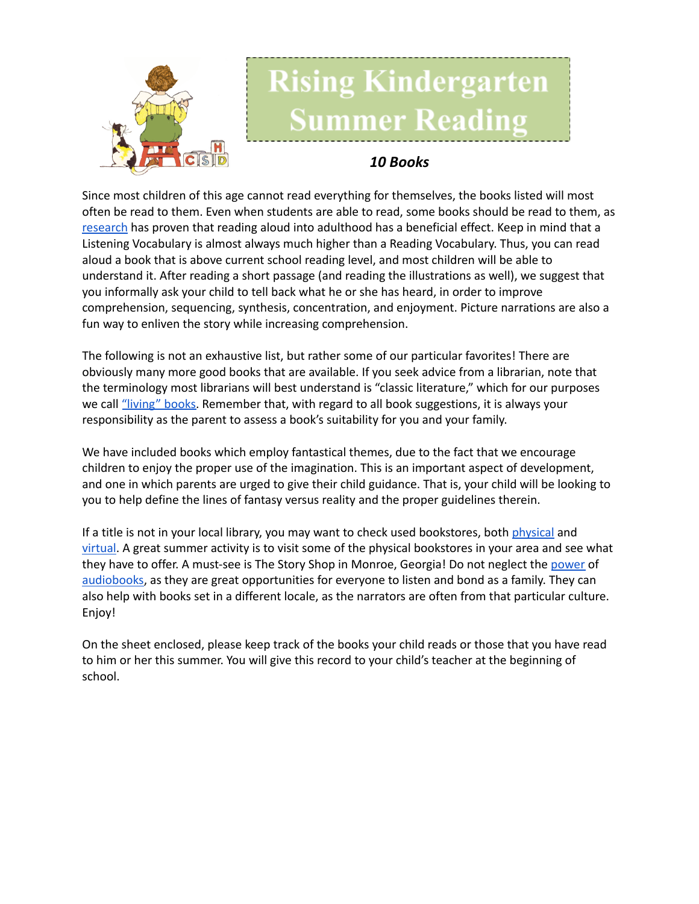# Rising Kindergarten Summer Reading

***10 Books***

Since most children of this age cannot read everything for themselves, the books listed will most often be read to them. Even when students are able to read, some books should be read to them, as research has proven that reading aloud into adulthood has a beneficial effect. Keep in mind that a Listening Vocabulary is almost always much higher than a Reading Vocabulary. Thus, you can read aloud a book that is above current school reading level, and most children will be able to understand it. After reading a short passage (and reading the illustrations as well), we suggest that you informally ask your child to tell back what he or she has heard, in order to improve comprehension, sequencing, synthesis, concentration, and enjoyment. Picture narrations are also a fun way to enliven the story while increasing comprehension.

The following is not an exhaustive list, but rather some of our particular favorites! There are obviously many more good books that are available. If you seek advice from a librarian, note that the terminology most librarians will best understand is "classic literature," which for our purposes we call "living" books. Remember that, with regard to all book suggestions, it is always your responsibility as the parent to assess a book's suitability for you and your family.

We have included books which employ fantastical themes, due to the fact that we encourage children to enjoy the proper use of the imagination. This is an important aspect of development, and one in which parents are urged to give their child guidance. That is, your child will be looking to you to help define the lines of fantasy versus reality and the proper guidelines therein.

If a title is not in your local library, you may want to check used bookstores, both physical and virtual. A great summer activity is to visit some of the physical bookstores in your area and see what they have to offer. A must-see is The Story Shop in Monroe, Georgia! Do not neglect the power of audiobooks, as they are great opportunities for everyone to listen and bond as a family. They can also help with books set in a different locale, as the narrators are often from that particular culture. Enjoy!

On the sheet enclosed, please keep track of the books your child reads or those that you have read to him or her this summer. You will give this record to your child's teacher at the beginning of school.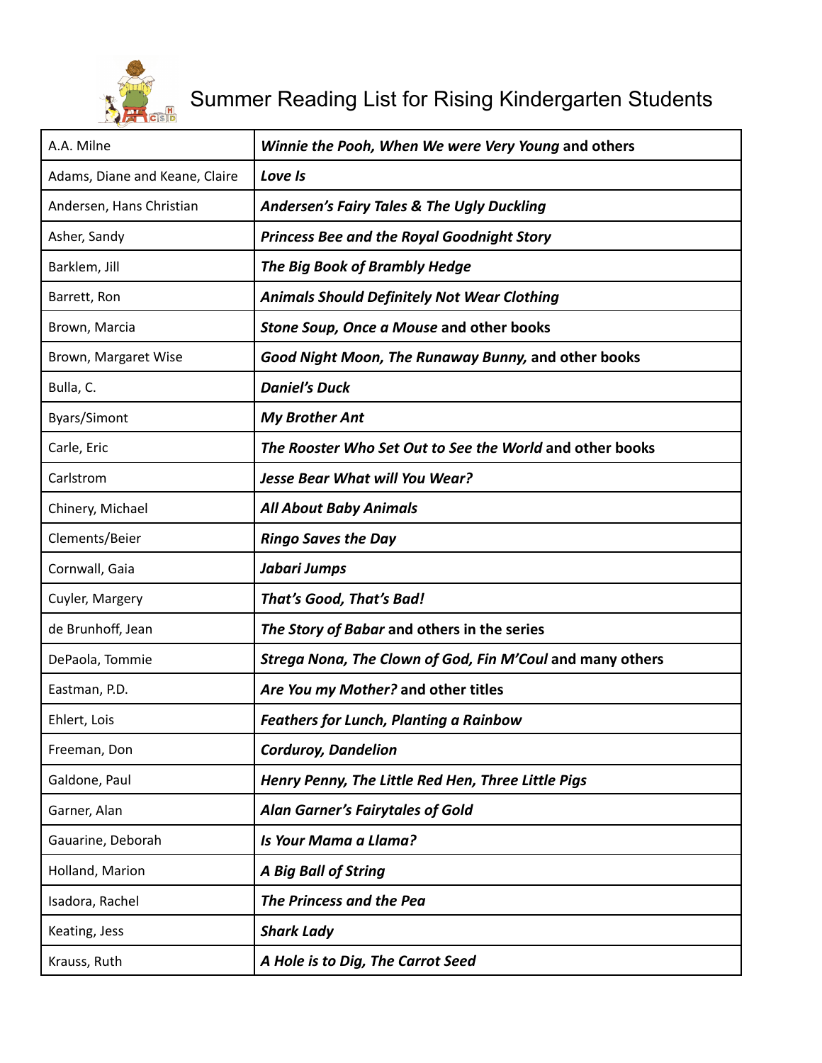# Summer Reading List for Rising Kindergarten Students

| | |
|---|---|
| A.A. Milne | ***Winnie the Pooh, When We were Very Young* and others** |
| Adams, Diane and Keane, Claire | ***Love Is*** |
| Andersen, Hans Christian | ***Andersen's Fairy Tales & The Ugly Duckling*** |
| Asher, Sandy | ***Princess Bee and the Royal Goodnight Story*** |
| Barklem, Jill | ***The Big Book of Brambly Hedge*** |
| Barrett, Ron | ***Animals Should Definitely Not Wear Clothing*** |
| Brown, Marcia | ***Stone Soup, Once a Mouse* and other books** |
| Brown, Margaret Wise | ***Good Night Moon, The Runaway Bunny,* and other books** |
| Bulla, C. | ***Daniel's Duck*** |
| Byars/Simont | ***My Brother Ant*** |
| Carle, Eric | ***The Rooster Who Set Out to See the World* and other books** |
| Carlstrom | ***Jesse Bear What will You Wear?*** |
| Chinery, Michael | ***All About Baby Animals*** |
| Clements/Beier | ***Ringo Saves the Day*** |
| Cornwall, Gaia | ***Jabari Jumps*** |
| Cuyler, Margery | ***That's Good, That's Bad!*** |
| de Brunhoff, Jean | ***The Story of Babar* and others in the series** |
| DePaola, Tommie | ***Strega Nona, The Clown of God, Fin M'Coul* and many others** |
| Eastman, P.D. | ***Are You my Mother?* and other titles** |
| Ehlert, Lois | ***Feathers for Lunch, Planting a Rainbow*** |
| Freeman, Don | ***Corduroy, Dandelion*** |
| Galdone, Paul | ***Henry Penny, The Little Red Hen, Three Little Pigs*** |
| Garner, Alan | ***Alan Garner's Fairytales of Gold*** |
| Gauarine, Deborah | ***Is Your Mama a Llama?*** |
| Holland, Marion | ***A Big Ball of String*** |
| Isadora, Rachel | ***The Princess and the Pea*** |
| Keating, Jess | ***Shark Lady*** |
| Krauss, Ruth | ***A Hole is to Dig, The Carrot Seed*** |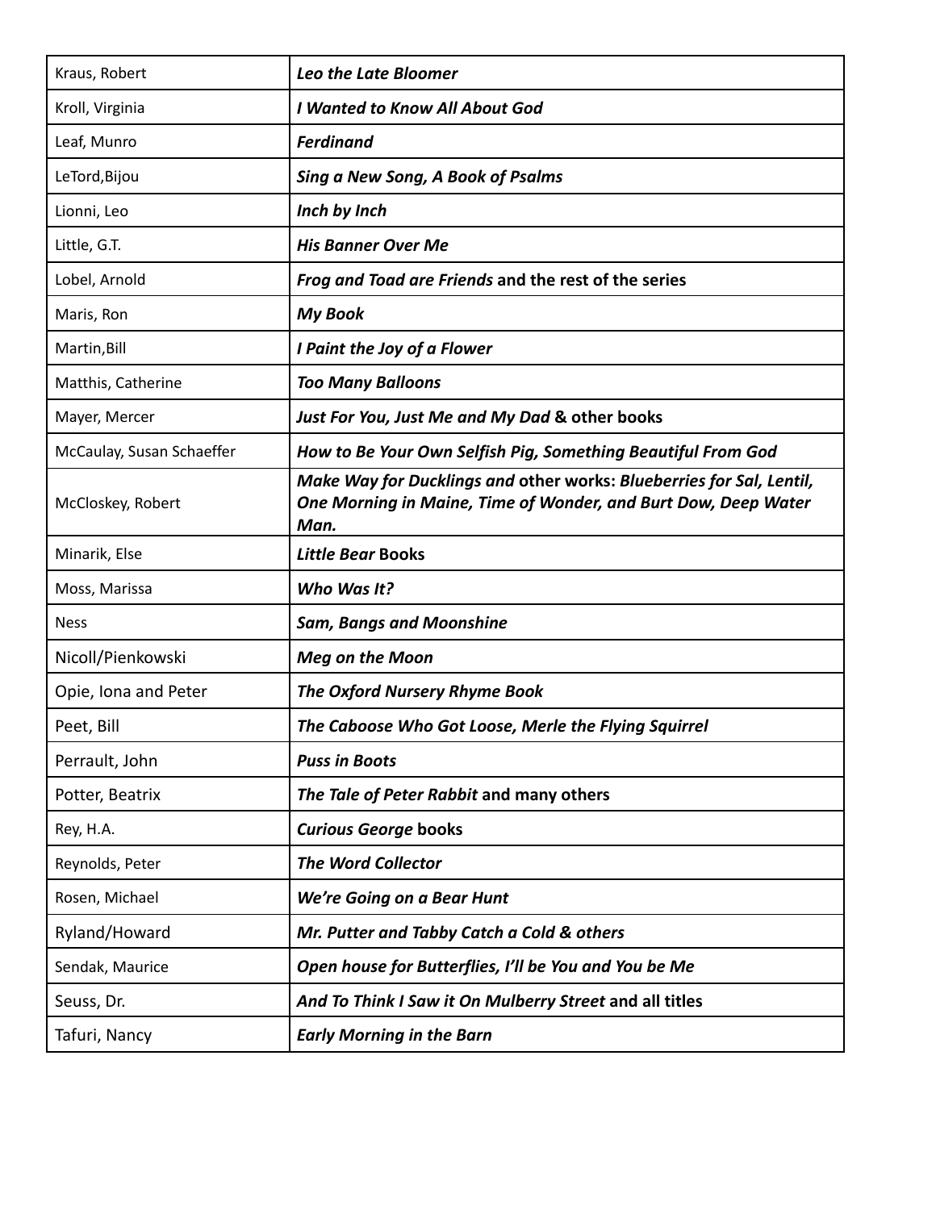| | |
|---|---|
| Kraus, Robert | ***Leo the Late Bloomer*** |
| Kroll, Virginia | ***I Wanted to Know All About God*** |
| Leaf, Munro | ***Ferdinand*** |
| LeTord,Bijou | ***Sing a New Song, A Book of Psalms*** |
| Lionni, Leo | ***Inch by Inch*** |
| Little, G.T. | ***His Banner Over Me*** |
| Lobel, Arnold | ***Frog and Toad are Friends* and the rest of the series** |
| Maris, Ron | ***My Book*** |
| Martin,Bill | ***I Paint the Joy of a Flower*** |
| Matthis, Catherine | ***Too Many Balloons*** |
| Mayer, Mercer | ***Just For You, Just Me and My Dad* & other books** |
| McCaulay, Susan Schaeffer | ***How to Be Your Own Selfish Pig, Something Beautiful From God*** |
| McCloskey, Robert | ***Make Way for Ducklings and* other works: *Blueberries for Sal, Lentil, One Morning in Maine, Time of Wonder, and Burt Dow, Deep Water Man.*** |
| Minarik, Else | ***Little Bear* Books** |
| Moss, Marissa | ***Who Was It?*** |
| Ness | ***Sam, Bangs and Moonshine*** |
| Nicoll/Pienkowski | ***Meg on the Moon*** |
| Opie, Iona and Peter | ***The Oxford Nursery Rhyme Book*** |
| Peet, Bill | ***The Caboose Who Got Loose, Merle the Flying Squirrel*** |
| Perrault, John | ***Puss in Boots*** |
| Potter, Beatrix | ***The Tale of Peter Rabbit* and many others** |
| Rey, H.A. | ***Curious George* books** |
| Reynolds, Peter | ***The Word Collector*** |
| Rosen, Michael | ***We're Going on a Bear Hunt*** |
| Ryland/Howard | ***Mr. Putter and Tabby Catch a Cold & others*** |
| Sendak, Maurice | ***Open house for Butterflies, I'll be You and You be Me*** |
| Seuss, Dr. | ***And To Think I Saw it On Mulberry Street* and all titles** |
| Tafuri, Nancy | ***Early Morning in the Barn*** |